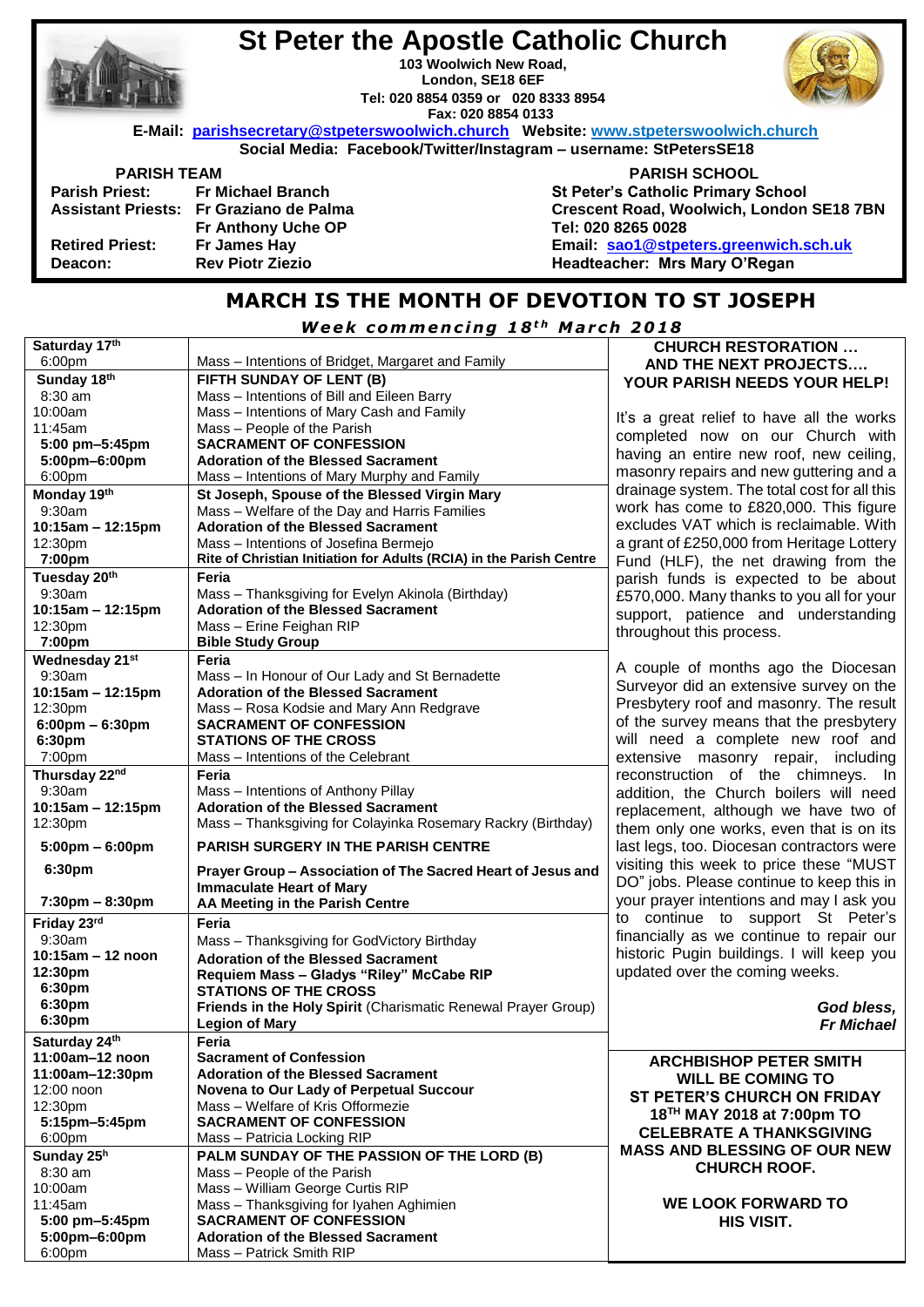# St Peter the Apostle Catholic Church

**103 Woolwich New Road,**
**London, SE18 6EF**
**Tel: 020 8854 0359 or 020 8333 8954**
**Fax: 020 8854 0133**

**E-Mail: parishsecretary@stpeterswoolwich.church Website: www.stpeterswoolwich.church**
**Social Media: Facebook/Twitter/Instagram – username: StPetersSE18**

**PARISH TEAM**

| | |
|---|---|
| **Parish Priest:** | **Fr Michael Branch** |
| **Assistant Priests:** | **Fr Graziano de Palma** |
| | **Fr Anthony Uche OP** |
| **Retired Priest:** | **Fr James Hay** |
| **Deacon:** | **Rev Piotr Ziezio** |

**PARISH SCHOOL**

**St Peter's Catholic Primary School**
**Crescent Road, Woolwich, London SE18 7BN**
**Tel: 020 8265 0028**
**Email: sao1@stpeters.greenwich.sch.uk**
**Headteacher: Mrs Mary O'Regan**

## MARCH IS THE MONTH OF DEVOTION TO ST JOSEPH

***Week commencing 18th March 2018***

| | |
|---|---|
| **Saturday 17th** | |
| 6:00pm | Mass – Intentions of Bridget, Margaret and Family |
| **Sunday 18th** | **FIFTH SUNDAY OF LENT (B)** |
| 8:30 am | Mass – Intentions of Bill and Eileen Barry |
| 10:00am | Mass – Intentions of Mary Cash and Family |
| 11:45am | Mass – People of the Parish |
| **5:00 pm–5:45pm** | **SACRAMENT OF CONFESSION** |
| **5:00pm–6:00pm** | **Adoration of the Blessed Sacrament** |
| 6:00pm | Mass – Intentions of Mary Murphy and Family |
| **Monday 19th** | **St Joseph, Spouse of the Blessed Virgin Mary** |
| 9:30am | Mass – Welfare of the Day and Harris Families |
| **10:15am – 12:15pm** | **Adoration of the Blessed Sacrament** |
| 12:30pm | Mass – Intentions of Josefina Bermejo |
| **7:00pm** | **Rite of Christian Initiation for Adults (RCIA) in the Parish Centre** |
| **Tuesday 20th** | **Feria** |
| 9:30am | Mass – Thanksgiving for Evelyn Akinola (Birthday) |
| **10:15am – 12:15pm** | **Adoration of the Blessed Sacrament** |
| 12:30pm | Mass – Erine Feighan RIP |
| **7:00pm** | **Bible Study Group** |
| **Wednesday 21st** | **Feria** |
| 9:30am | Mass – In Honour of Our Lady and St Bernadette |
| **10:15am – 12:15pm** | **Adoration of the Blessed Sacrament** |
| 12:30pm | Mass – Rosa Kodsie and Mary Ann Redgrave |
| **6:00pm – 6:30pm** | **SACRAMENT OF CONFESSION** |
| **6:30pm** | **STATIONS OF THE CROSS** |
| 7:00pm | Mass – Intentions of the Celebrant |
| **Thursday 22nd** | **Feria** |
| 9:30am | Mass – Intentions of Anthony Pillay |
| **10:15am – 12:15pm** | **Adoration of the Blessed Sacrament** |
| 12:30pm | Mass – Thanksgiving for Colayinka Rosemary Rackry (Birthday) |
| **5:00pm – 6:00pm** | **PARISH SURGERY IN THE PARISH CENTRE** |
| **6:30pm** | **Prayer Group – Association of The Sacred Heart of Jesus and Immaculate Heart of Mary** |
| **7:30pm – 8:30pm** | **AA Meeting in the Parish Centre** |
| **Friday 23rd** | **Feria** |
| 9:30am | Mass – Thanksgiving for GodVictory Birthday |
| **10:15am – 12 noon** | **Adoration of the Blessed Sacrament** |
| **12:30pm** | **Requiem Mass – Gladys "Riley" McCabe RIP** |
| **6:30pm** | **STATIONS OF THE CROSS** |
| **6:30pm** | **Friends in the Holy Spirit** (Charismatic Renewal Prayer Group) |
| **6:30pm** | **Legion of Mary** |
| **Saturday 24th** | **Feria** |
| **11:00am–12 noon** | **Sacrament of Confession** |
| **11:00am–12:30pm** | **Adoration of the Blessed Sacrament** |
| 12:00 noon | **Novena to Our Lady of Perpetual Succour** |
| 12:30pm | Mass – Welfare of Kris Offormezie |
| **5:15pm–5:45pm** | **SACRAMENT OF CONFESSION** |
| 6:00pm | Mass – Patricia Locking RIP |
| **Sunday 25h** | **PALM SUNDAY OF THE PASSION OF THE LORD (B)** |
| 8:30 am | Mass – People of the Parish |
| 10:00am | Mass – William George Curtis RIP |
| 11:45am | Mass – Thanksgiving for Iyahen Aghimien |
| **5:00 pm–5:45pm** | **SACRAMENT OF CONFESSION** |
| **5:00pm–6:00pm** | **Adoration of the Blessed Sacrament** |
| 6:00pm | Mass – Patrick Smith RIP |

### CHURCH RESTORATION … AND THE NEXT PROJECTS…. YOUR PARISH NEEDS YOUR HELP!

It's a great relief to have all the works completed now on our Church with having an entire new roof, new ceiling, masonry repairs and new guttering and a drainage system. The total cost for all this work has come to £820,000. This figure excludes VAT which is reclaimable. With a grant of £250,000 from Heritage Lottery Fund (HLF), the net drawing from the parish funds is expected to be about £570,000. Many thanks to you all for your support, patience and understanding throughout this process.

A couple of months ago the Diocesan Surveyor did an extensive survey on the Presbytery roof and masonry. The result of the survey means that the presbytery will need a complete new roof and extensive masonry repair, including reconstruction of the chimneys. In addition, the Church boilers will need replacement, although we have two of them only one works, even that is on its last legs, too. Diocesan contractors were visiting this week to price these "MUST DO" jobs. Please continue to keep this in your prayer intentions and may I ask you to continue to support St Peter's financially as we continue to repair our historic Pugin buildings. I will keep you updated over the coming weeks.

***God bless,***
***Fr Michael***

**ARCHBISHOP PETER SMITH WILL BE COMING TO ST PETER'S CHURCH ON FRIDAY 18TH MAY 2018 at 7:00pm TO CELEBRATE A THANKSGIVING MASS AND BLESSING OF OUR NEW CHURCH ROOF.**

**WE LOOK FORWARD TO HIS VISIT.**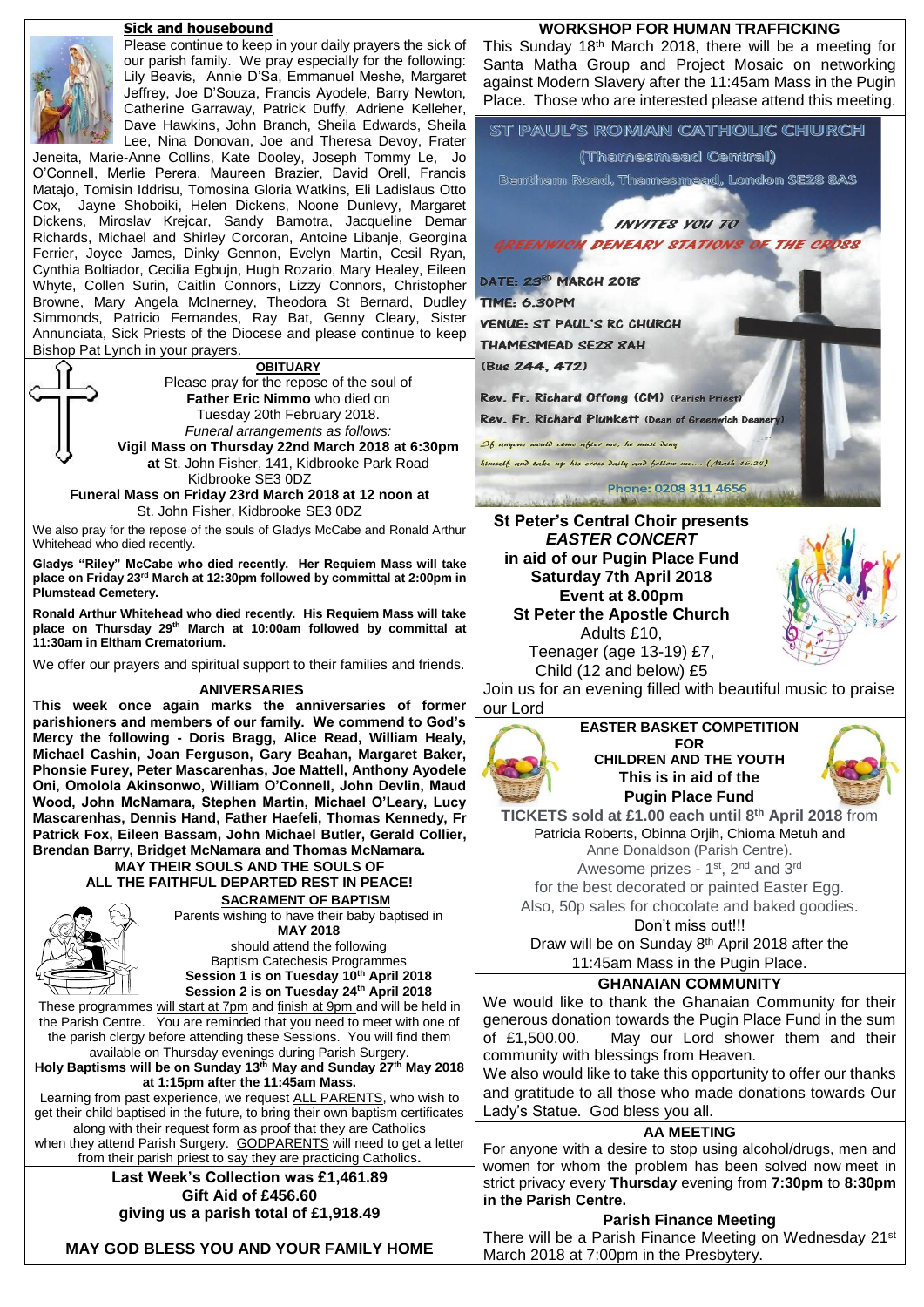## Sick and housebound

Please continue to keep in your daily prayers the sick of our parish family. We pray especially for the following: Lily Beavis, Annie D'Sa, Emmanuel Meshe, Margaret Jeffrey, Joe D'Souza, Francis Ayodele, Barry Newton, Catherine Garraway, Patrick Duffy, Adriene Kelleher, Dave Hawkins, John Branch, Sheila Edwards, Sheila Lee, Nina Donovan, Joe and Theresa Devoy, Frater Jeneita, Marie-Anne Collins, Kate Dooley, Joseph Tommy Le, Jo O'Connell, Merlie Perera, Maureen Brazier, David Orell, Francis Matajo, Tomisin Iddrisu, Tomosina Gloria Watkins, Eli Ladislaus Otto Cox, Jayne Shoboiki, Helen Dickens, Noone Dunlevy, Margaret Dickens, Miroslav Krejcar, Sandy Bamotra, Jacqueline Demar Richards, Michael and Shirley Corcoran, Antoine Libanje, Georgina Ferrier, Joyce James, Dinky Gennon, Evelyn Martin, Cesil Ryan, Cynthia Boltiador, Cecilia Egbujn, Hugh Rozario, Mary Healey, Eileen Whyte, Collen Surin, Caitlin Connors, Lizzy Connors, Christopher Browne, Mary Angela McInerney, Theodora St Bernard, Dudley Simmonds, Patricio Fernandes, Ray Bat, Genny Cleary, Sister Annunciata, Sick Priests of the Diocese and please continue to keep Bishop Pat Lynch in your prayers.

## OBITUARY

Please pray for the repose of the soul of **Father Eric Nimmo** who died on Tuesday 20th February 2018.

*Funeral arrangements as follows:*

**Vigil Mass on Thursday 22nd March 2018 at 6:30pm at** St. John Fisher, 141, Kidbrooke Park Road Kidbrooke SE3 0DZ

**Funeral Mass on Friday 23rd March 2018 at 12 noon at** St. John Fisher, Kidbrooke SE3 0DZ

We also pray for the repose of the souls of Gladys McCabe and Ronald Arthur Whitehead who died recently.

**Gladys "Riley" McCabe who died recently. Her Requiem Mass will take place on Friday 23rd March at 12:30pm followed by committal at 2:00pm in Plumstead Cemetery.**

**Ronald Arthur Whitehead who died recently. His Requiem Mass will take place on Thursday 29th March at 10:00am followed by committal at 11:30am in Eltham Crematorium.**

We offer our prayers and spiritual support to their families and friends.

## ANIVERSARIES

**This week once again marks the anniversaries of former parishioners and members of our family. We commend to God's Mercy the following - Doris Bragg, Alice Read, William Healy, Michael Cashin, Joan Ferguson, Gary Beahan, Margaret Baker, Phonsie Furey, Peter Mascarenhas, Joe Mattell, Anthony Ayodele Oni, Omolola Akinsonwo, William O'Connell, John Devlin, Maud Wood, John McNamara, Stephen Martin, Michael O'Leary, Lucy Mascarenhas, Dennis Hand, Father Haefeli, Thomas Kennedy, Fr Patrick Fox, Eileen Bassam, John Michael Butler, Gerald Collier, Brendan Barry, Bridget McNamara and Thomas McNamara.**

**MAY THEIR SOULS AND THE SOULS OF ALL THE FAITHFUL DEPARTED REST IN PEACE!**

## SACRAMENT OF BAPTISM

Parents wishing to have their baby baptised in **MAY 2018** should attend the following Baptism Catechesis Programmes

**Session 1 is on Tuesday 10th April 2018**
**Session 2 is on Tuesday 24th April 2018**

These programmes will start at 7pm and finish at 9pm and will be held in the Parish Centre. You are reminded that you need to meet with one of the parish clergy before attending these Sessions. You will find them available on Thursday evenings during Parish Surgery.

**Holy Baptisms will be on Sunday 13th May and Sunday 27th May 2018 at 1:15pm after the 11:45am Mass.**

Learning from past experience, we request ALL PARENTS, who wish to get their child baptised in the future, to bring their own baptism certificates along with their request form as proof that they are Catholics when they attend Parish Surgery. GODPARENTS will need to get a letter from their parish priest to say they are practicing Catholics.

**Last Week's Collection was £1,461.89**
**Gift Aid of £456.60**
**giving us a parish total of £1,918.49**

**MAY GOD BLESS YOU AND YOUR FAMILY HOME**

## WORKSHOP FOR HUMAN TRAFFICKING

This Sunday 18th March 2018, there will be a meeting for Santa Matha Group and Project Mosaic on networking against Modern Slavery after the 11:45am Mass in the Pugin Place. Those who are interested please attend this meeting.

## ST PAUL'S ROMAN CATHOLIC CHURCH

(Thamesmead Central)

Bentham Road, Thamesmead, London SE28 8AS

*INVITES YOU TO*

*GREENWICH DENEARY STATIONS OF THE CROSS*

DATE: 23RD MARCH 2018
TIME: 6.30PM
VENUE: ST PAUL'S RC CHURCH
THAMESMEAD SE28 8AH
(Bus 244, 472)

Rev. Fr. Richard Offong (CM) (Parish Priest)
Rev. Fr. Richard Plunkett (Dean of Greenwich Deanery)

*If anyone would come after me, he must deny himself and take up his cross daily and follow me.... (Math 16:24)*

Phone: 0208 311 4656

**St Peter's Central Choir presents**
***EASTER CONCERT***
**in aid of our Pugin Place Fund**
**Saturday 7th April 2018**
**Event at 8.00pm**
**St Peter the Apostle Church**
Adults £10,
Teenager (age 13-19) £7,
Child (12 and below) £5

Join us for an evening filled with beautiful music to praise our Lord

## EASTER BASKET COMPETITION FOR CHILDREN AND THE YOUTH

**This is in aid of the Pugin Place Fund**

**TICKETS sold at £1.00 each until 8th April 2018** from Patricia Roberts, Obinna Orjih, Chioma Metuh and Anne Donaldson (Parish Centre).

Awesome prizes - 1st, 2nd and 3rd for the best decorated or painted Easter Egg.

Also, 50p sales for chocolate and baked goodies.

Don't miss out!!!

Draw will be on Sunday 8th April 2018 after the 11:45am Mass in the Pugin Place.

## GHANAIAN COMMUNITY

We would like to thank the Ghanaian Community for their generous donation towards the Pugin Place Fund in the sum of £1,500.00. May our Lord shower them and their community with blessings from Heaven.

We also would like to take this opportunity to offer our thanks and gratitude to all those who made donations towards Our Lady's Statue. God bless you all.

## AA MEETING

For anyone with a desire to stop using alcohol/drugs, men and women for whom the problem has been solved now meet in strict privacy every **Thursday** evening from **7:30pm** to **8:30pm in the Parish Centre.**

## Parish Finance Meeting

There will be a Parish Finance Meeting on Wednesday 21st March 2018 at 7:00pm in the Presbytery.